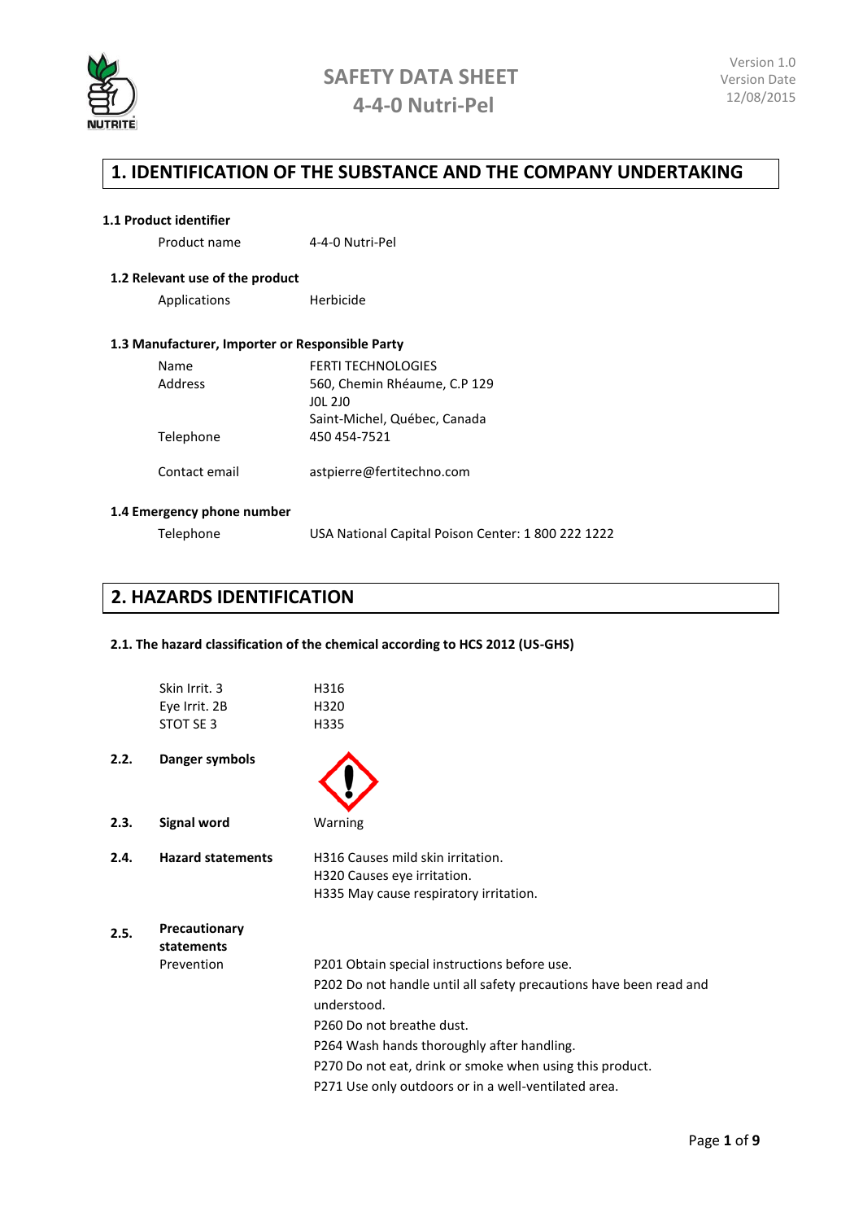# SAFETY DATA SHEET
# 4-4-0 Nutri-Pel

Version 1.0
Version Date
12/08/2015

## 1. IDENTIFICATION OF THE SUBSTANCE AND THE COMPANY UNDERTAKING

### 1.1 Product identifier

Product name 4-4-0 Nutri-Pel

### 1.2 Relevant use of the product

Applications Herbicide

### 1.3 Manufacturer, Importer or Responsible Party

| | |
|---|---|
| Name | FERTI TECHNOLOGIES |
| Address | 560, Chemin Rhéaume, C.P 129<br>J0L 2J0<br>Saint-Michel, Québec, Canada |
| Telephone | 450 454-7521 |
| Contact email | astpierre@fertitechno.com |

### 1.4 Emergency phone number

Telephone USA National Capital Poison Center: 1 800 222 1222

## 2. HAZARDS IDENTIFICATION

### 2.1. The hazard classification of the chemical according to HCS 2012 (US-GHS)

| | |
|---|---|
| Skin Irrit. 3 | H316 |
| Eye Irrit. 2B | H320 |
| STOT SE 3 | H335 |

**2.2. Danger symbols**

**2.3. Signal word** Warning

**2.4. Hazard statements**

H316 Causes mild skin irritation.
H320 Causes eye irritation.
H335 May cause respiratory irritation.

**2.5. Precautionary statements**

Prevention

P201 Obtain special instructions before use.
P202 Do not handle until all safety precautions have been read and understood.
P260 Do not breathe dust.
P264 Wash hands thoroughly after handling.
P270 Do not eat, drink or smoke when using this product.
P271 Use only outdoors or in a well-ventilated area.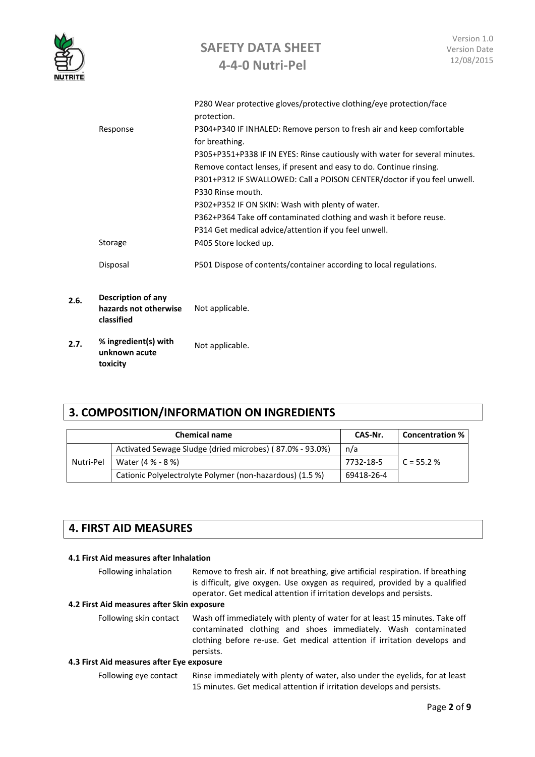| | |
|---|---|
| | P280 Wear protective gloves/protective clothing/eye protection/face protection. |
| Response | P304+P340 IF INHALED: Remove person to fresh air and keep comfortable for breathing. |
| | P305+P351+P338 IF IN EYES: Rinse cautiously with water for several minutes. Remove contact lenses, if present and easy to do. Continue rinsing. |
| | P301+P312 IF SWALLOWED: Call a POISON CENTER/doctor if you feel unwell. |
| | P330 Rinse mouth. |
| | P302+P352 IF ON SKIN: Wash with plenty of water. |
| | P362+P364 Take off contaminated clothing and wash it before reuse. |
| | P314 Get medical advice/attention if you feel unwell. |
| Storage | P405 Store locked up. |
| Disposal | P501 Dispose of contents/container according to local regulations. |

**2.6. Description of any hazards not otherwise classified** Not applicable.

**2.7. % ingredient(s) with unknown acute toxicity** Not applicable.

## 3. COMPOSITION/INFORMATION ON INGREDIENTS

| Chemical name | | CAS-Nr. | Concentration % |
|---|---|---|---|
| Nutri-Pel | Activated Sewage Sludge (dried microbes) ( 87.0% - 93.0%) | n/a | C = 55.2 % |
| | Water (4 % - 8 %) | 7732-18-5 | |
| | Cationic Polyelectrolyte Polymer (non-hazardous) (1.5 %) | 69418-26-4 | |

## 4. FIRST AID MEASURES

### 4.1 First Aid measures after Inhalation

Following inhalation: Remove to fresh air. If not breathing, give artificial respiration. If breathing is difficult, give oxygen. Use oxygen as required, provided by a qualified operator. Get medical attention if irritation develops and persists.

### 4.2 First Aid measures after Skin exposure

Following skin contact: Wash off immediately with plenty of water for at least 15 minutes. Take off contaminated clothing and shoes immediately. Wash contaminated clothing before re-use. Get medical attention if irritation develops and persists.

### 4.3 First Aid measures after Eye exposure

Following eye contact: Rinse immediately with plenty of water, also under the eyelids, for at least 15 minutes. Get medical attention if irritation develops and persists.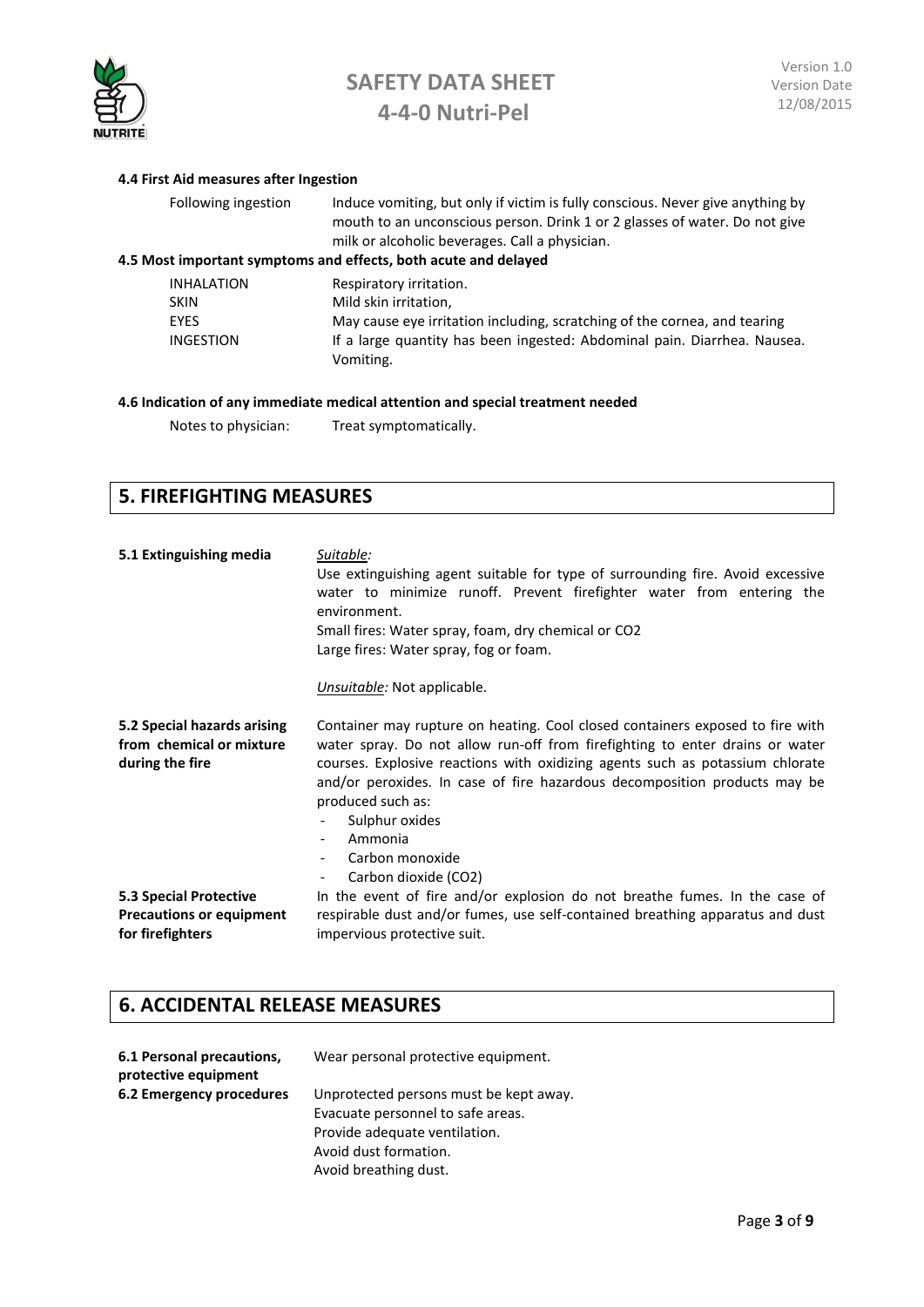#### 4.4 First Aid measures after Ingestion

| | |
|---|---|
| Following ingestion | Induce vomiting, but only if victim is fully conscious. Never give anything by mouth to an unconscious person. Drink 1 or 2 glasses of water. Do not give milk or alcoholic beverages. Call a physician. |

#### 4.5 Most important symptoms and effects, both acute and delayed

| | |
|---|---|
| INHALATION | Respiratory irritation. |
| SKIN | Mild skin irritation, |
| EYES | May cause eye irritation including, scratching of the cornea, and tearing |
| INGESTION | If a large quantity has been ingested: Abdominal pain. Diarrhea. Nausea. Vomiting. |

#### 4.6 Indication of any immediate medical attention and special treatment needed

| | |
|---|---|
| Notes to physician: | Treat symptomatically. |

## 5. FIREFIGHTING MEASURES

**5.1 Extinguishing media**

*Suitable:*
Use extinguishing agent suitable for type of surrounding fire. Avoid excessive water to minimize runoff. Prevent firefighter water from entering the environment.
Small fires: Water spray, foam, dry chemical or $CO_2$
Large fires: Water spray, fog or foam.

*Unsuitable:* Not applicable.

**5.2 Special hazards arising from chemical or mixture during the fire**

Container may rupture on heating. Cool closed containers exposed to fire with water spray. Do not allow run-off from firefighting to enter drains or water courses. Explosive reactions with oxidizing agents such as potassium chlorate and/or peroxides. In case of fire hazardous decomposition products may be produced such as:

- Sulphur oxides
- Ammonia
- Carbon monoxide
- Carbon dioxide ($CO_2$)

**5.3 Special Protective Precautions or equipment for firefighters**

In the event of fire and/or explosion do not breathe fumes. In the case of respirable dust and/or fumes, use self-contained breathing apparatus and dust impervious protective suit.

## 6. ACCIDENTAL RELEASE MEASURES

**6.1 Personal precautions, protective equipment**

Wear personal protective equipment.

**6.2 Emergency procedures**

Unprotected persons must be kept away.
Evacuate personnel to safe areas.
Provide adequate ventilation.
Avoid dust formation.
Avoid breathing dust.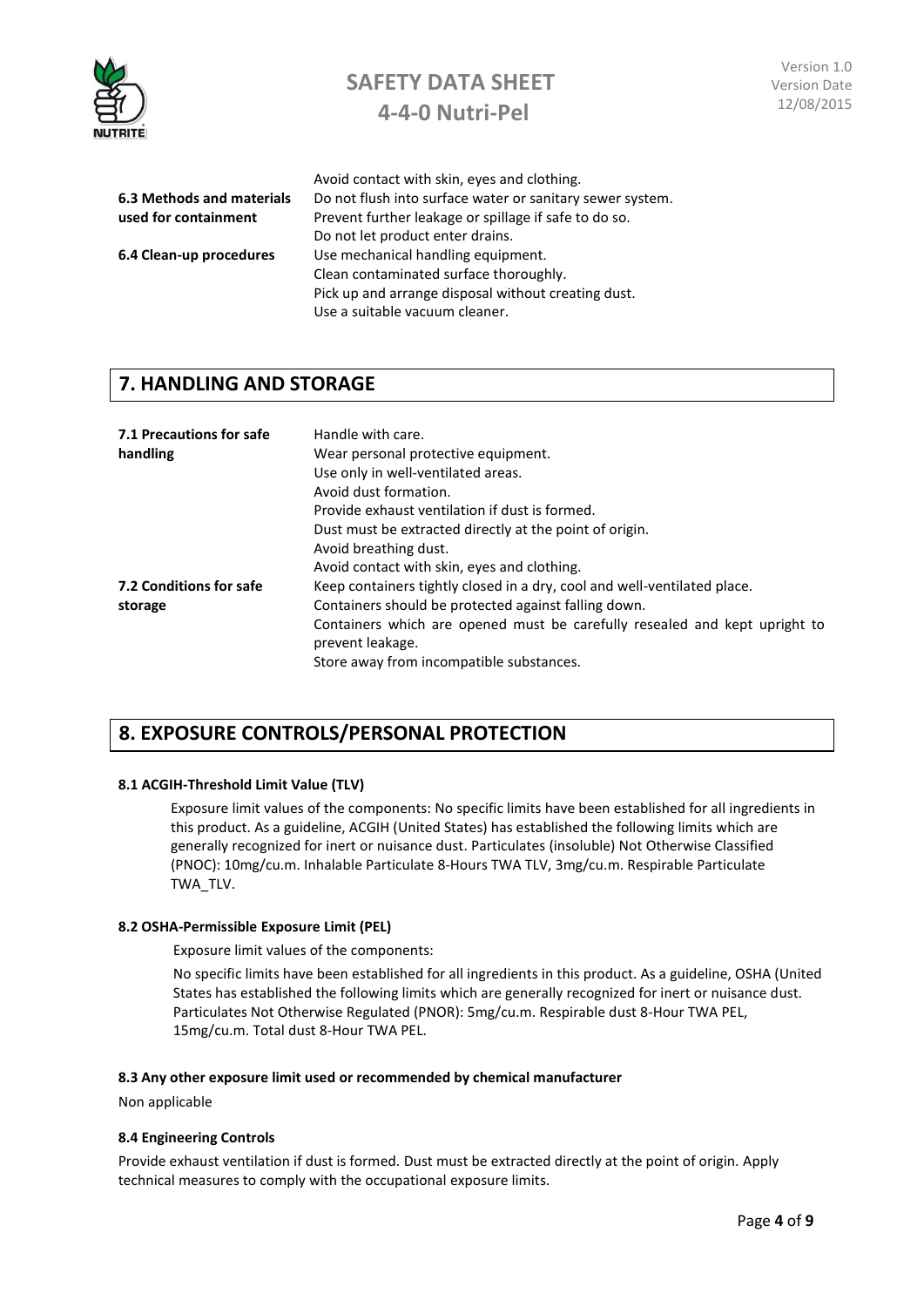Avoid contact with skin, eyes and clothing.

| | |
|---|---|
| **6.3 Methods and materials used for containment** | Do not flush into surface water or sanitary sewer system.<br>Prevent further leakage or spillage if safe to do so.<br>Do not let product enter drains. |
| **6.4 Clean-up procedures** | Use mechanical handling equipment.<br>Clean contaminated surface thoroughly.<br>Pick up and arrange disposal without creating dust.<br>Use a suitable vacuum cleaner. |

## 7. HANDLING AND STORAGE

| | |
|---|---|
| **7.1 Precautions for safe handling** | Handle with care.<br>Wear personal protective equipment.<br>Use only in well-ventilated areas.<br>Avoid dust formation.<br>Provide exhaust ventilation if dust is formed.<br>Dust must be extracted directly at the point of origin.<br>Avoid breathing dust.<br>Avoid contact with skin, eyes and clothing. |
| **7.2 Conditions for safe storage** | Keep containers tightly closed in a dry, cool and well-ventilated place.<br>Containers should be protected against falling down.<br>Containers which are opened must be carefully resealed and kept upright to prevent leakage.<br>Store away from incompatible substances. |

## 8. EXPOSURE CONTROLS/PERSONAL PROTECTION

### 8.1 ACGIH-Threshold Limit Value (TLV)

Exposure limit values of the components: No specific limits have been established for all ingredients in this product. As a guideline, ACGIH (United States) has established the following limits which are generally recognized for inert or nuisance dust. Particulates (insoluble) Not Otherwise Classified (PNOC): 10mg/cu.m. Inhalable Particulate 8-Hours TWA TLV, 3mg/cu.m. Respirable Particulate TWA_TLV.

### 8.2 OSHA-Permissible Exposure Limit (PEL)

Exposure limit values of the components:

No specific limits have been established for all ingredients in this product. As a guideline, OSHA (United States has established the following limits which are generally recognized for inert or nuisance dust. Particulates Not Otherwise Regulated (PNOR): 5mg/cu.m. Respirable dust 8-Hour TWA PEL, 15mg/cu.m. Total dust 8-Hour TWA PEL.

### 8.3 Any other exposure limit used or recommended by chemical manufacturer

Non applicable

### 8.4 Engineering Controls

Provide exhaust ventilation if dust is formed. Dust must be extracted directly at the point of origin. Apply technical measures to comply with the occupational exposure limits.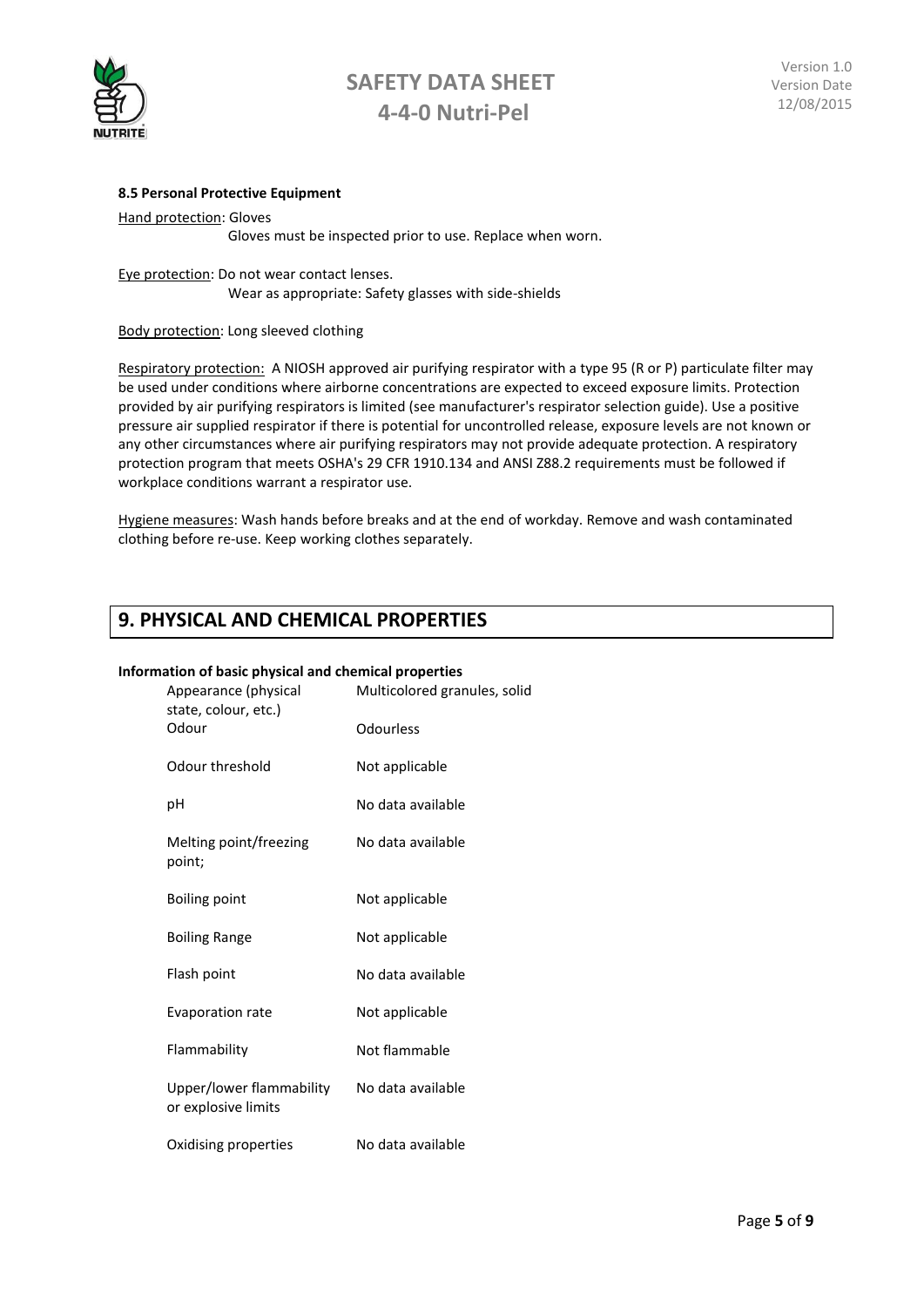### 8.5 Personal Protective Equipment

Hand protection: Gloves
Gloves must be inspected prior to use. Replace when worn.

Eye protection: Do not wear contact lenses.
Wear as appropriate: Safety glasses with side-shields

Body protection: Long sleeved clothing

Respiratory protection: A NIOSH approved air purifying respirator with a type 95 (R or P) particulate filter may be used under conditions where airborne concentrations are expected to exceed exposure limits. Protection provided by air purifying respirators is limited (see manufacturer's respirator selection guide). Use a positive pressure air supplied respirator if there is potential for uncontrolled release, exposure levels are not known or any other circumstances where air purifying respirators may not provide adequate protection. A respiratory protection program that meets OSHA's 29 CFR 1910.134 and ANSI Z88.2 requirements must be followed if workplace conditions warrant a respirator use.

Hygiene measures: Wash hands before breaks and at the end of workday. Remove and wash contaminated clothing before re-use. Keep working clothes separately.

## 9. PHYSICAL AND CHEMICAL PROPERTIES

**Information of basic physical and chemical properties**

| Property | Value |
|---|---|
| Appearance (physical state, colour, etc.) | Multicolored granules, solid |
| Odour | Odourless |
| Odour threshold | Not applicable |
| pH | No data available |
| Melting point/freezing point; | No data available |
| Boiling point | Not applicable |
| Boiling Range | Not applicable |
| Flash point | No data available |
| Evaporation rate | Not applicable |
| Flammability | Not flammable |
| Upper/lower flammability or explosive limits | No data available |
| Oxidising properties | No data available |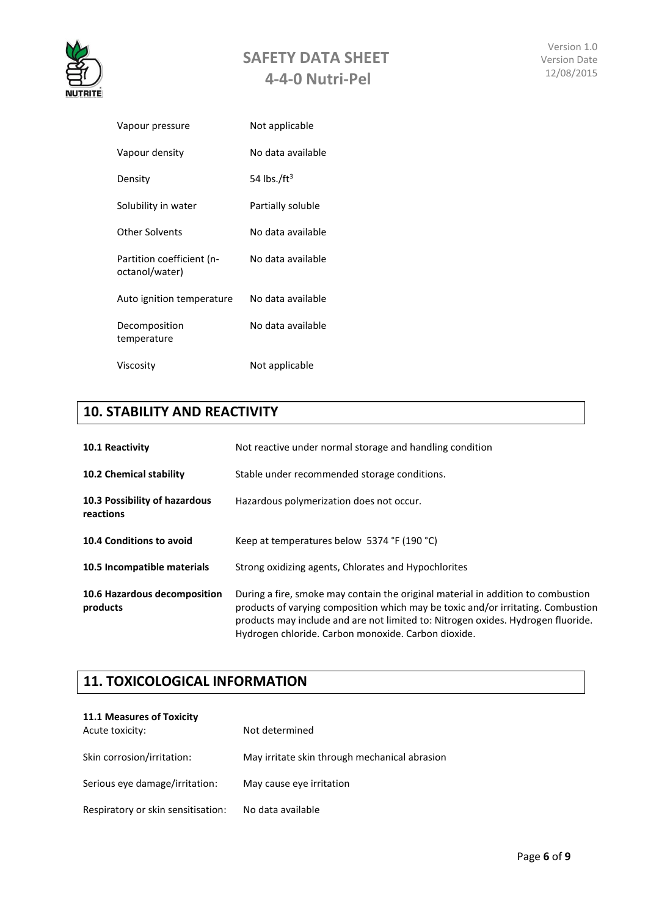| | |
|---|---|
| Vapour pressure | Not applicable |
| Vapour density | No data available |
| Density | 54 lbs./ft$^3$ |
| Solubility in water | Partially soluble |
| Other Solvents | No data available |
| Partition coefficient (n-octanol/water) | No data available |
| Auto ignition temperature | No data available |
| Decomposition temperature | No data available |
| Viscosity | Not applicable |

## 10. STABILITY AND REACTIVITY

| | |
|---|---|
| **10.1 Reactivity** | Not reactive under normal storage and handling condition |
| **10.2 Chemical stability** | Stable under recommended storage conditions. |
| **10.3 Possibility of hazardous reactions** | Hazardous polymerization does not occur. |
| **10.4 Conditions to avoid** | Keep at temperatures below 5374 °F (190 °C) |
| **10.5 Incompatible materials** | Strong oxidizing agents, Chlorates and Hypochlorites |
| **10.6 Hazardous decomposition products** | During a fire, smoke may contain the original material in addition to combustion products of varying composition which may be toxic and/or irritating. Combustion products may include and are not limited to: Nitrogen oxides. Hydrogen fluoride. Hydrogen chloride. Carbon monoxide. Carbon dioxide. |

## 11. TOXICOLOGICAL INFORMATION

**11.1 Measures of Toxicity**

| | |
|---|---|
| Acute toxicity: | Not determined |
| Skin corrosion/irritation: | May irritate skin through mechanical abrasion |
| Serious eye damage/irritation: | May cause eye irritation |
| Respiratory or skin sensitisation: | No data available |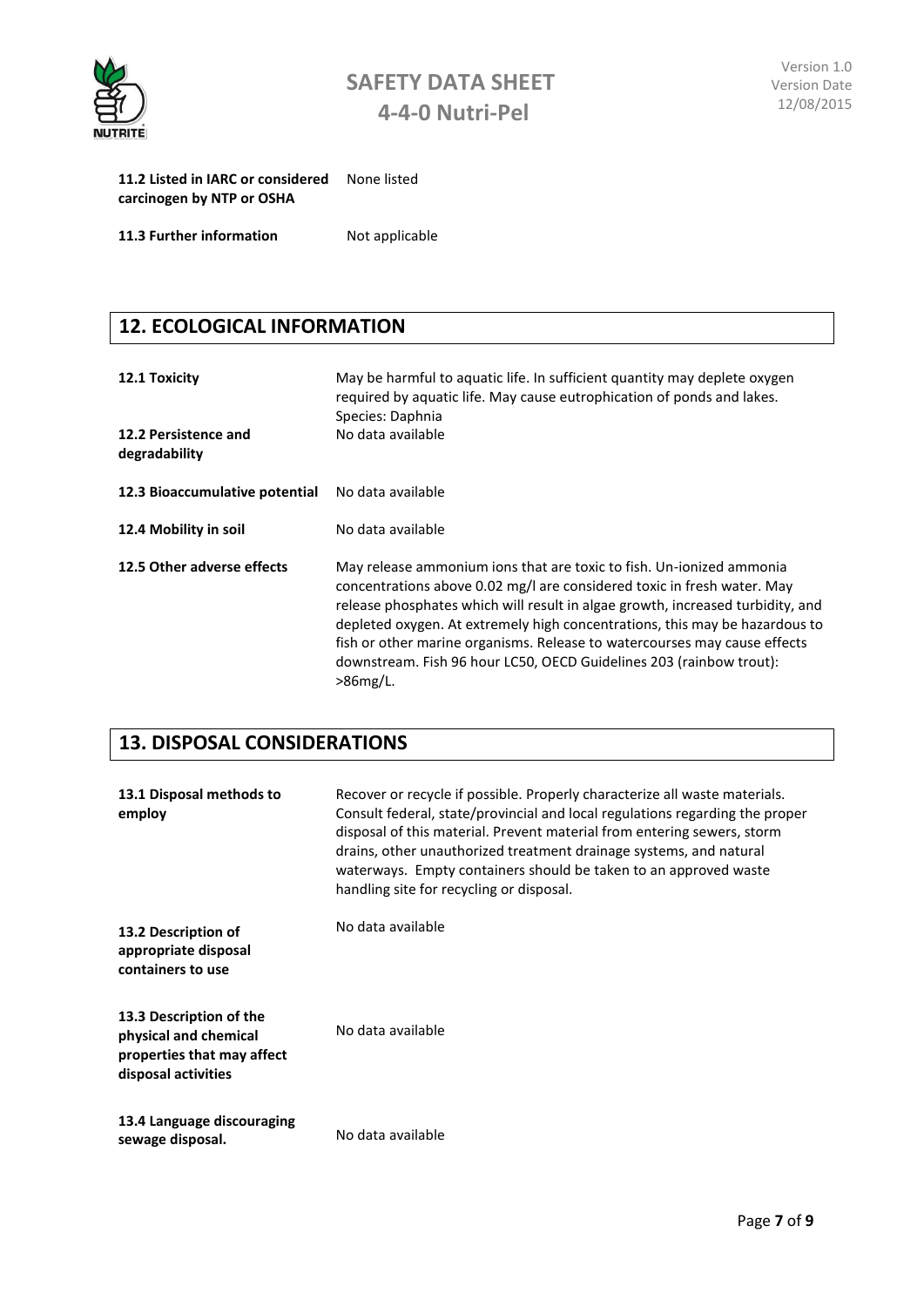| | |
|---|---|
| **11.2 Listed in IARC or considered carcinogen by NTP or OSHA** | None listed |
| **11.3 Further information** | Not applicable |

## 12. ECOLOGICAL INFORMATION

| | |
|---|---|
| **12.1 Toxicity** | May be harmful to aquatic life. In sufficient quantity may deplete oxygen required by aquatic life. May cause eutrophication of ponds and lakes. Species: Daphnia |
| **12.2 Persistence and degradability** | No data available |
| **12.3 Bioaccumulative potential** | No data available |
| **12.4 Mobility in soil** | No data available |
| **12.5 Other adverse effects** | May release ammonium ions that are toxic to fish. Un-ionized ammonia concentrations above 0.02 mg/l are considered toxic in fresh water. May release phosphates which will result in algae growth, increased turbidity, and depleted oxygen. At extremely high concentrations, this may be hazardous to fish or other marine organisms. Release to watercourses may cause effects downstream. Fish 96 hour LC50, OECD Guidelines 203 (rainbow trout): >86mg/L. |

## 13. DISPOSAL CONSIDERATIONS

| | |
|---|---|
| **13.1 Disposal methods to employ** | Recover or recycle if possible. Properly characterize all waste materials. Consult federal, state/provincial and local regulations regarding the proper disposal of this material. Prevent material from entering sewers, storm drains, other unauthorized treatment drainage systems, and natural waterways. Empty containers should be taken to an approved waste handling site for recycling or disposal. |
| **13.2 Description of appropriate disposal containers to use** | No data available |
| **13.3 Description of the physical and chemical properties that may affect disposal activities** | No data available |
| **13.4 Language discouraging sewage disposal.** | No data available |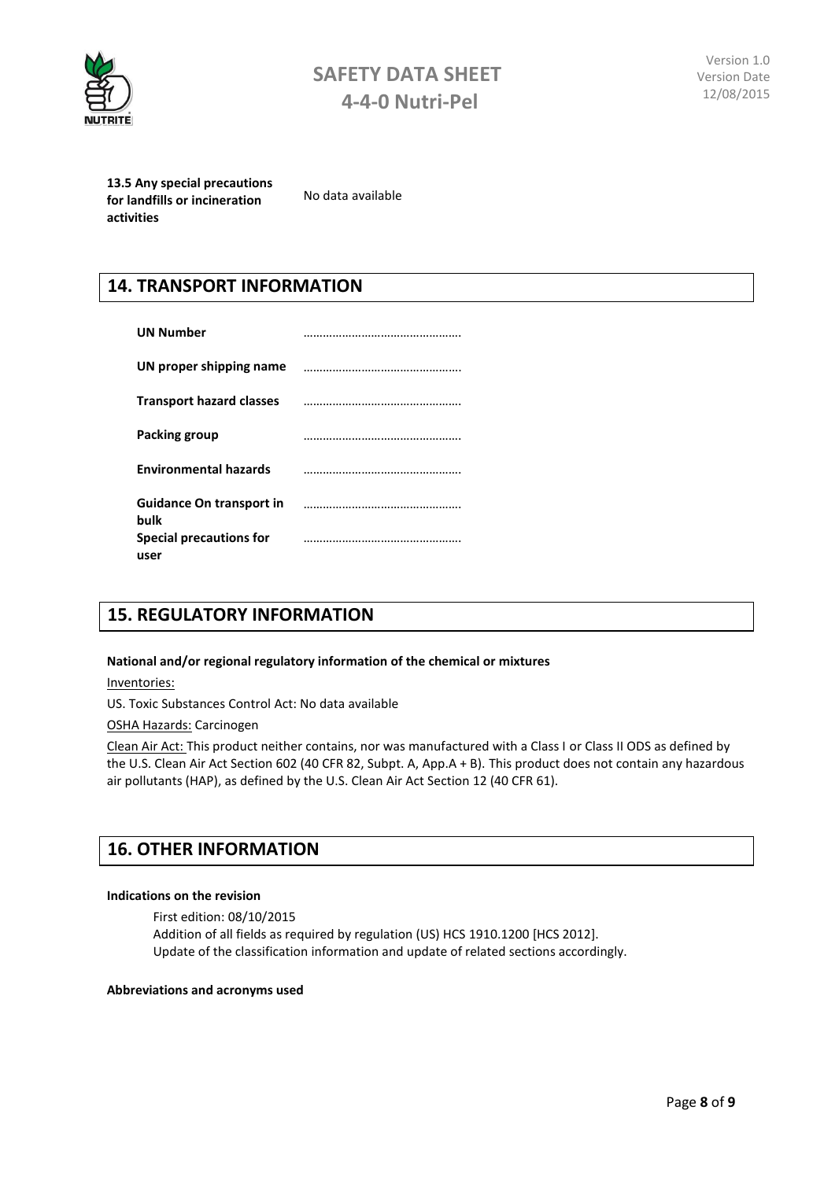**13.5 Any special precautions for landfills or incineration activities** No data available

## 14. TRANSPORT INFORMATION

| | |
|---|---|
| **UN Number** | ………………………………………. |
| **UN proper shipping name** | ………………………………………. |
| **Transport hazard classes** | ………………………………………. |
| **Packing group** | ………………………………………. |
| **Environmental hazards** | ………………………………………. |
| **Guidance On transport in bulk** | ………………………………………. |
| **Special precautions for user** | ………………………………………. |

## 15. REGULATORY INFORMATION

**National and/or regional regulatory information of the chemical or mixtures**

Inventories:

US. Toxic Substances Control Act: No data available

OSHA Hazards: Carcinogen

Clean Air Act: This product neither contains, nor was manufactured with a Class I or Class II ODS as defined by the U.S. Clean Air Act Section 602 (40 CFR 82, Subpt. A, App.A + B). This product does not contain any hazardous air pollutants (HAP), as defined by the U.S. Clean Air Act Section 12 (40 CFR 61).

## 16. OTHER INFORMATION

**Indications on the revision**

First edition: 08/10/2015
Addition of all fields as required by regulation (US) HCS 1910.1200 [HCS 2012].
Update of the classification information and update of related sections accordingly.

**Abbreviations and acronyms used**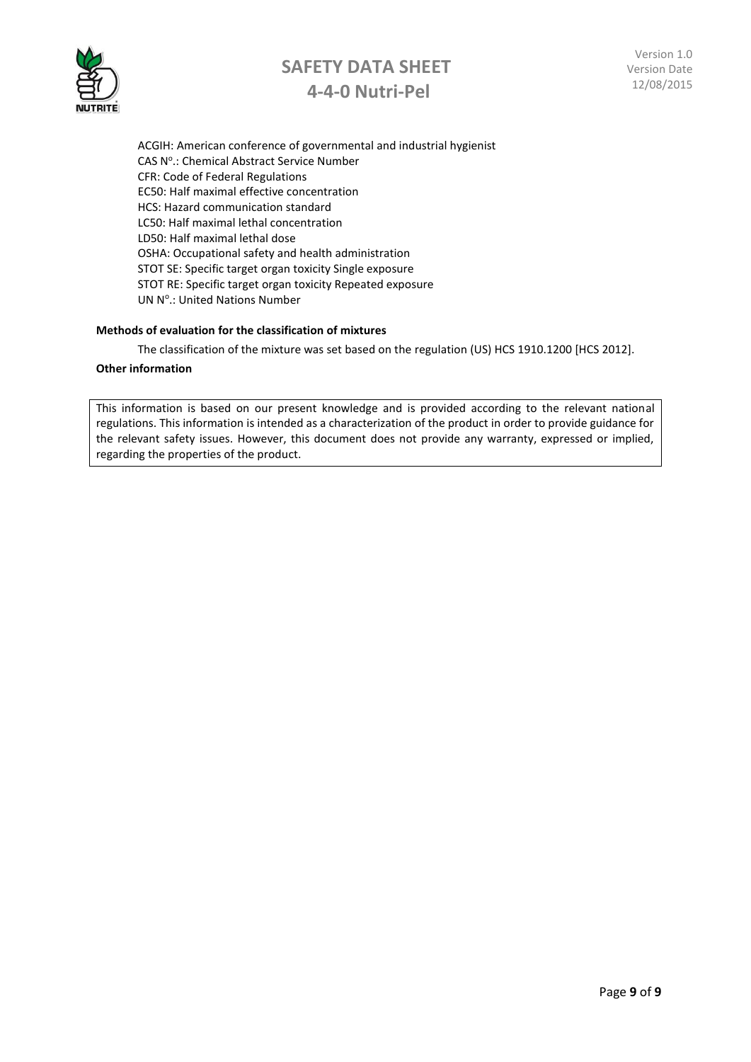ACGIH: American conference of governmental and industrial hygienist
CAS N°.: Chemical Abstract Service Number
CFR: Code of Federal Regulations
EC50: Half maximal effective concentration
HCS: Hazard communication standard
LC50: Half maximal lethal concentration
LD50: Half maximal lethal dose
OSHA: Occupational safety and health administration
STOT SE: Specific target organ toxicity Single exposure
STOT RE: Specific target organ toxicity Repeated exposure
UN N°.: United Nations Number

**Methods of evaluation for the classification of mixtures**

The classification of the mixture was set based on the regulation (US) HCS 1910.1200 [HCS 2012].

**Other information**

This information is based on our present knowledge and is provided according to the relevant national regulations. This information is intended as a characterization of the product in order to provide guidance for the relevant safety issues. However, this document does not provide any warranty, expressed or implied, regarding the properties of the product.